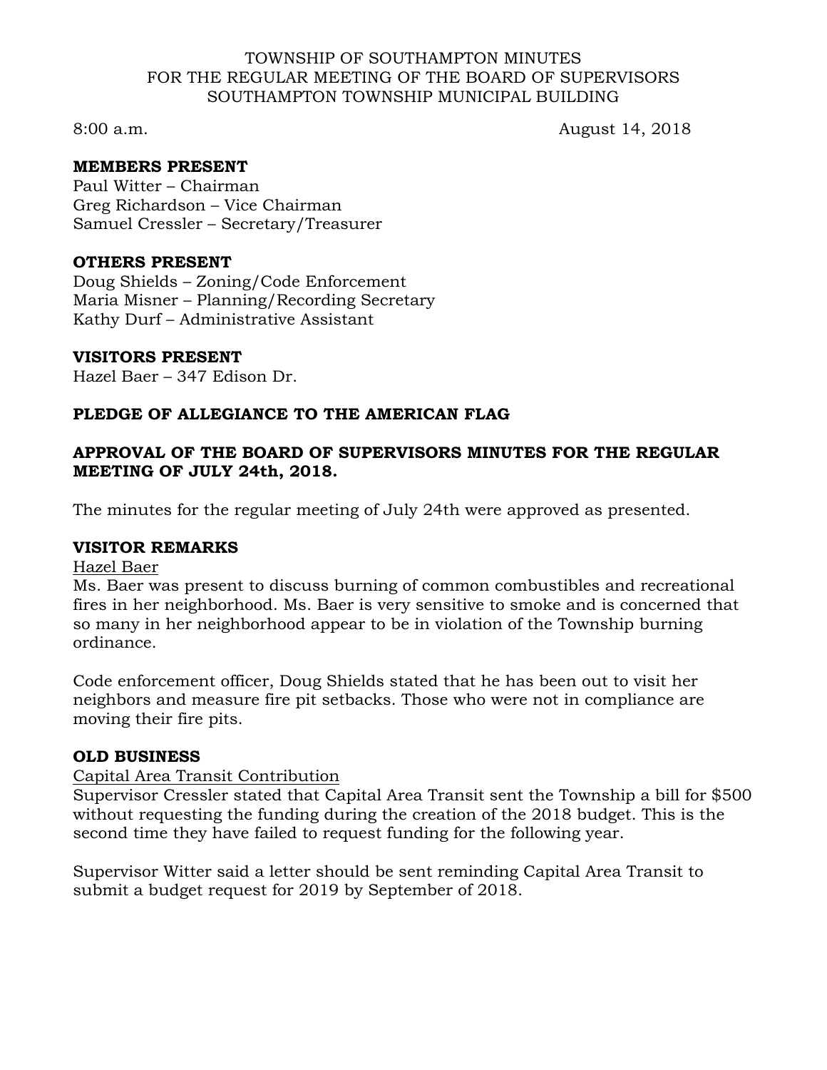TOWNSHIP OF SOUTHAMPTON MINUTES
FOR THE REGULAR MEETING OF THE BOARD OF SUPERVISORS
SOUTHAMPTON TOWNSHIP MUNICIPAL BUILDING

8:00 a.m. August 14, 2018

**MEMBERS PRESENT**
Paul Witter – Chairman
Greg Richardson – Vice Chairman
Samuel Cressler – Secretary/Treasurer

**OTHERS PRESENT**
Doug Shields – Zoning/Code Enforcement
Maria Misner – Planning/Recording Secretary
Kathy Durf – Administrative Assistant

**VISITORS PRESENT**
Hazel Baer – 347 Edison Dr.

**PLEDGE OF ALLEGIANCE TO THE AMERICAN FLAG**

**APPROVAL OF THE BOARD OF SUPERVISORS MINUTES FOR THE REGULAR MEETING OF JULY 24th, 2018.**

The minutes for the regular meeting of July 24th were approved as presented.

**VISITOR REMARKS**

Hazel Baer

Ms. Baer was present to discuss burning of common combustibles and recreational fires in her neighborhood. Ms. Baer is very sensitive to smoke and is concerned that so many in her neighborhood appear to be in violation of the Township burning ordinance.

Code enforcement officer, Doug Shields stated that he has been out to visit her neighbors and measure fire pit setbacks. Those who were not in compliance are moving their fire pits.

**OLD BUSINESS**

Capital Area Transit Contribution

Supervisor Cressler stated that Capital Area Transit sent the Township a bill for $500 without requesting the funding during the creation of the 2018 budget. This is the second time they have failed to request funding for the following year.

Supervisor Witter said a letter should be sent reminding Capital Area Transit to submit a budget request for 2019 by September of 2018.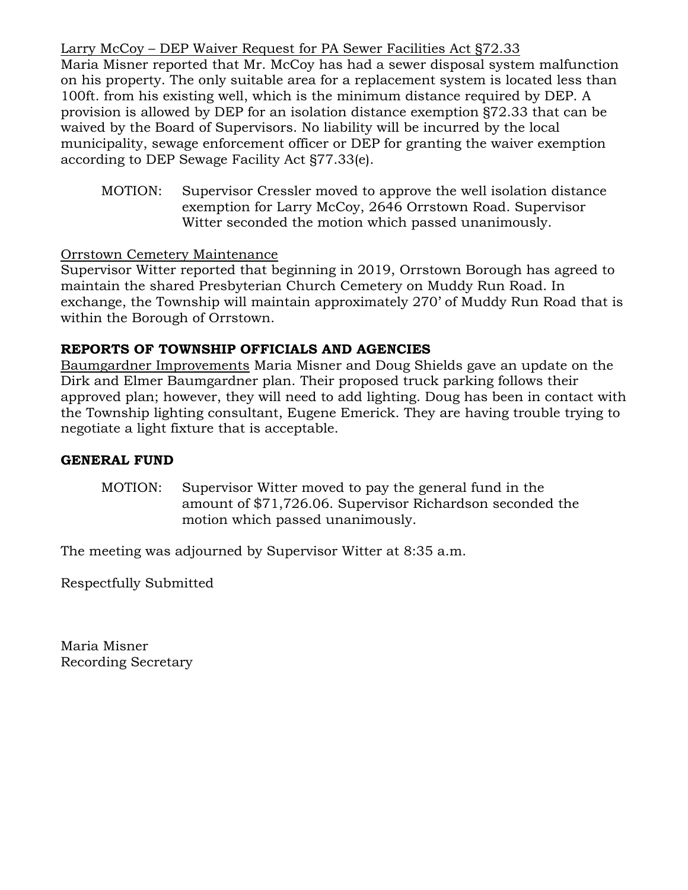Larry McCoy – DEP Waiver Request for PA Sewer Facilities Act §72.33

Maria Misner reported that Mr. McCoy has had a sewer disposal system malfunction on his property. The only suitable area for a replacement system is located less than 100ft. from his existing well, which is the minimum distance required by DEP. A provision is allowed by DEP for an isolation distance exemption §72.33 that can be waived by the Board of Supervisors. No liability will be incurred by the local municipality, sewage enforcement officer or DEP for granting the waiver exemption according to DEP Sewage Facility Act §77.33(e).

> MOTION: Supervisor Cressler moved to approve the well isolation distance exemption for Larry McCoy, 2646 Orrstown Road. Supervisor Witter seconded the motion which passed unanimously.

Orrstown Cemetery Maintenance

Supervisor Witter reported that beginning in 2019, Orrstown Borough has agreed to maintain the shared Presbyterian Church Cemetery on Muddy Run Road. In exchange, the Township will maintain approximately 270' of Muddy Run Road that is within the Borough of Orrstown.

**REPORTS OF TOWNSHIP OFFICIALS AND AGENCIES**

Baumgardner Improvements Maria Misner and Doug Shields gave an update on the Dirk and Elmer Baumgardner plan. Their proposed truck parking follows their approved plan; however, they will need to add lighting. Doug has been in contact with the Township lighting consultant, Eugene Emerick. They are having trouble trying to negotiate a light fixture that is acceptable.

**GENERAL FUND**

> MOTION: Supervisor Witter moved to pay the general fund in the amount of $71,726.06. Supervisor Richardson seconded the motion which passed unanimously.

The meeting was adjourned by Supervisor Witter at 8:35 a.m.

Respectfully Submitted

Maria Misner
Recording Secretary